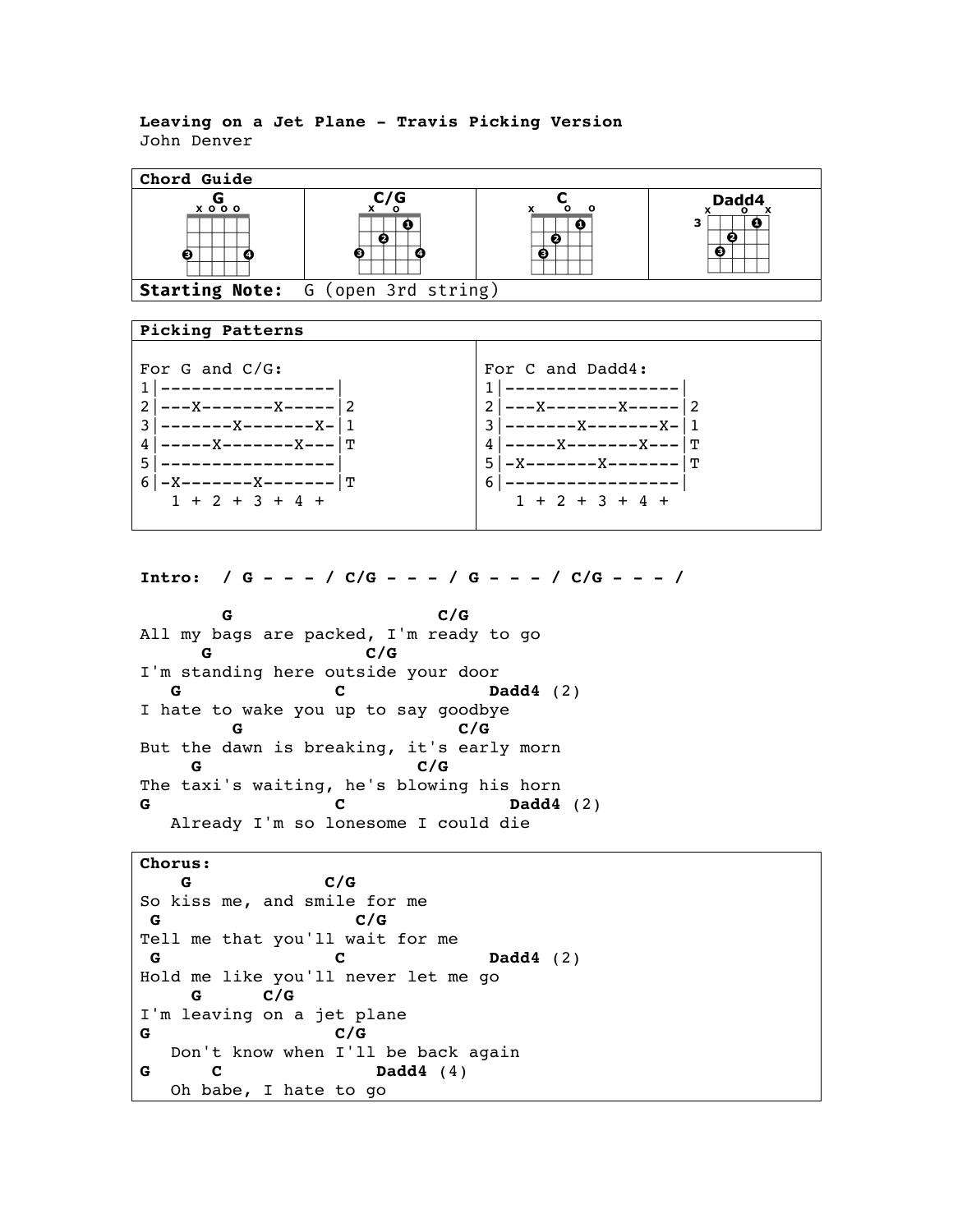**Leaving on a Jet Plane - Travis Picking Version**
John Denver

**Chord Guide**

| G | C/G | C | Dadd4 |
|---|---|---|---|
| x o o o | x o | x o o | x o x (3) |

**Starting Note:** G (open 3rd string)

**Picking Patterns**

```
For G and C/G:
1|-----------------|
2|---X-------X-----|2
3|-------X-------X-|1
4|-----X-------X---|T
5|-----------------|
6|-X-------X-------|T
   1 + 2 + 3 + 4 +
```

```
For C and Dadd4:
1|-----------------|
2|---X-------X-----|2
3|-------X-------X-|1
4|-----X-------X---|T
5|-X-------X-------|T
6|-----------------|
   1 + 2 + 3 + 4 +
```

**Intro:** / G - - - / C/G - - - / G - - - / C/G - - - /

```
        G                    C/G
All my bags are packed, I'm ready to go
      G                C/G
I'm standing here outside your door
   G                 C                Dadd4 (2)
I hate to wake you up to say goodbye
         G                     C/G
But the dawn is breaking, it's early morn
     G                   C/G
The taxi's waiting, he's blowing his horn
G                    C                  Dadd4 (2)
   Already I'm so lonesome I could die
```

**Chorus:**

```
    G            C/G
So kiss me, and smile for me
 G                  C/G
Tell me that you'll wait for me
 G                   C                Dadd4 (2)
Hold me like you'll never let me go
     G      C/G
I'm leaving on a jet plane
G                C/G
   Don't know when I'll be back again
G       C                 Dadd4 (4)
   Oh babe, I hate to go
```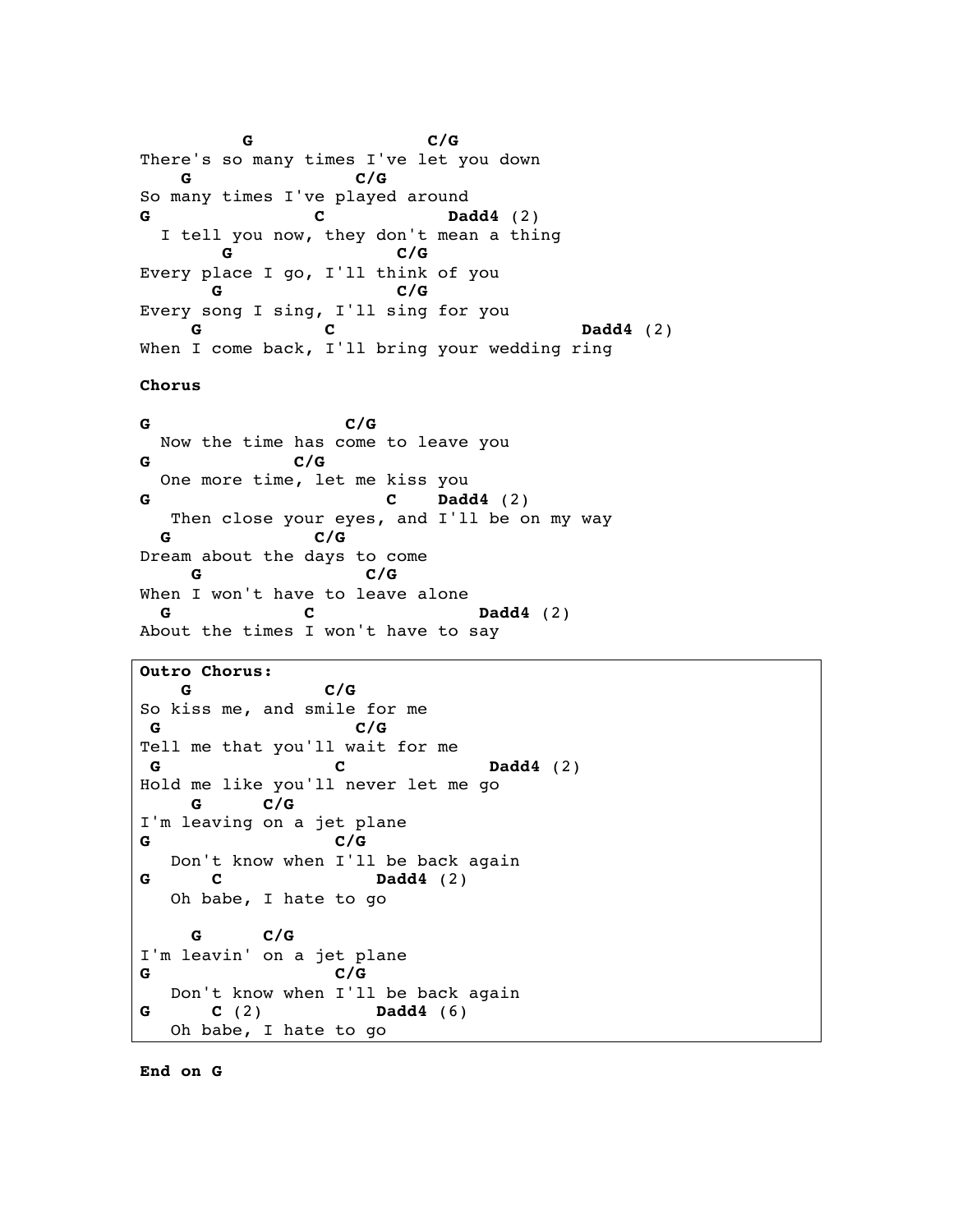```
          G                 C/G
There's so many times I've let you down
    G               C/G
So many times I've played around
G                C            Dadd4 (2)
  I tell you now, they don't mean a thing
       G                  C/G
Every place I go, I'll think of you
      G                   C/G
Every song I sing, I'll sing for you
     G            C                         Dadd4 (2)
When I come back, I'll bring your wedding ring
```

**Chorus**

```
G                   C/G
  Now the time has come to leave you
G              C/G
  One more time, let me kiss you
G                        C    Dadd4 (2)
   Then close your eyes, and I'll be on my way
  G              C/G
Dream about the days to come
     G                C/G
When I won't have to leave alone
  G             C                Dadd4 (2)
About the times I won't have to say
```

**Outro Chorus:**

```
    G             C/G
So kiss me, and smile for me
 G                  C/G
Tell me that you'll wait for me
 G                C              Dadd4 (2)
Hold me like you'll never let me go
     G      C/G
I'm leaving on a jet plane
G                C/G
   Don't know when I'll be back again
G      C               Dadd4 (2)
   Oh babe, I hate to go

     G      C/G
I'm leavin' on a jet plane
G                C/G
   Don't know when I'll be back again
G      C (2)           Dadd4 (6)
   Oh babe, I hate to go
```

**End on G**